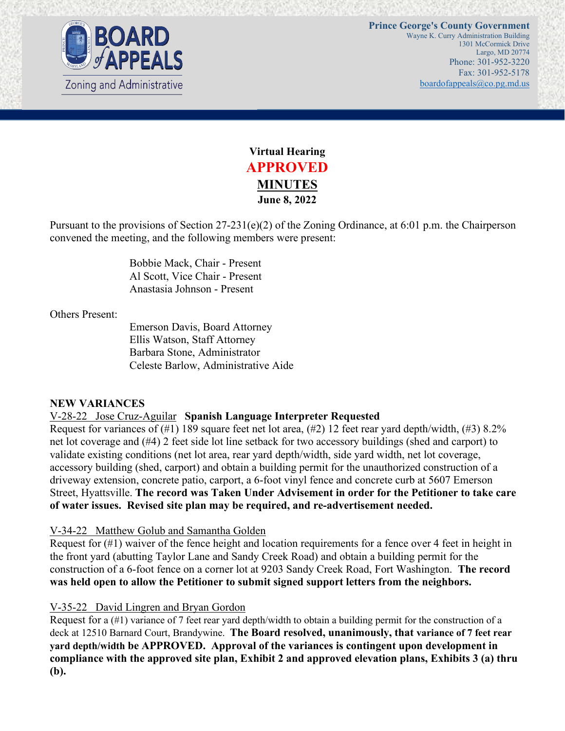Prince George's County Government
Wayne K. Curry Administration Building
1301 McCormick Drive
Largo, MD 20774
Phone: 301-952-3220
Fax: 301-952-5178
boardofappeals@co.pg.md.us

BOARD of APPEALS
Zoning and Administrative

**Virtual Hearing**

**APPROVED**

**MINUTES**

**June 8, 2022**

Pursuant to the provisions of Section 27-231(e)(2) of the Zoning Ordinance, at 6:01 p.m. the Chairperson convened the meeting, and the following members were present:

Bobbie Mack, Chair - Present
Al Scott, Vice Chair - Present
Anastasia Johnson - Present

Others Present:

Emerson Davis, Board Attorney
Ellis Watson, Staff Attorney
Barbara Stone, Administrator
Celeste Barlow, Administrative Aide

## NEW VARIANCES

V-28-22 Jose Cruz-Aguilar **Spanish Language Interpreter Requested**
Request for variances of (#1) 189 square feet net lot area, (#2) 12 feet rear yard depth/width, (#3) 8.2% net lot coverage and (#4) 2 feet side lot line setback for two accessory buildings (shed and carport) to validate existing conditions (net lot area, rear yard depth/width, side yard width, net lot coverage, accessory building (shed, carport) and obtain a building permit for the unauthorized construction of a driveway extension, concrete patio, carport, a 6-foot vinyl fence and concrete curb at 5607 Emerson Street, Hyattsville. **The record was Taken Under Advisement in order for the Petitioner to take care of water issues. Revised site plan may be required, and re-advertisement needed.**

V-34-22 Matthew Golub and Samantha Golden
Request for (#1) waiver of the fence height and location requirements for a fence over 4 feet in height in the front yard (abutting Taylor Lane and Sandy Creek Road) and obtain a building permit for the construction of a 6-foot fence on a corner lot at 9203 Sandy Creek Road, Fort Washington. **The record was held open to allow the Petitioner to submit signed support letters from the neighbors.**

V-35-22 David Lingren and Bryan Gordon
Request for a (#1) variance of 7 feet rear yard depth/width to obtain a building permit for the construction of a deck at 12510 Barnard Court, Brandywine. **The Board resolved, unanimously, that variance of 7 feet rear yard depth/width be APPROVED. Approval of the variances is contingent upon development in compliance with the approved site plan, Exhibit 2 and approved elevation plans, Exhibits 3 (a) thru (b).**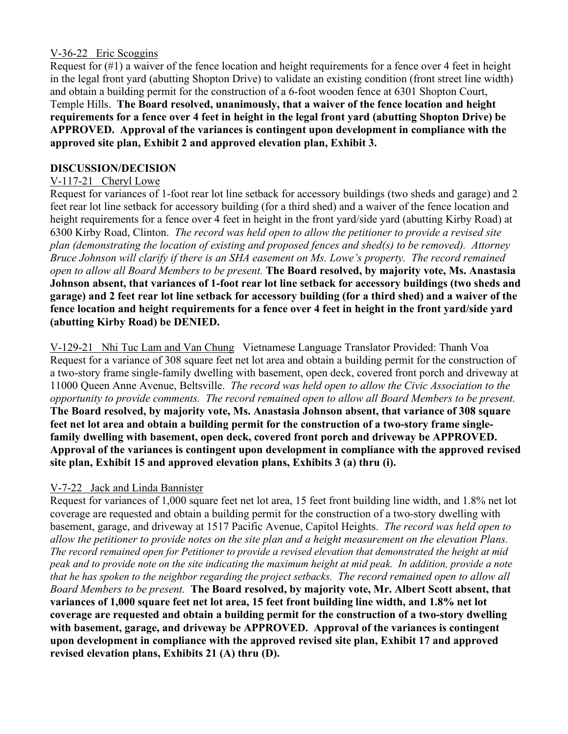V-36-22 Eric Scoggins

Request for (#1) a waiver of the fence location and height requirements for a fence over 4 feet in height in the legal front yard (abutting Shopton Drive) to validate an existing condition (front street line width) and obtain a building permit for the construction of a 6-foot wooden fence at 6301 Shopton Court, Temple Hills. **The Board resolved, unanimously, that a waiver of the fence location and height requirements for a fence over 4 feet in height in the legal front yard (abutting Shopton Drive) be APPROVED. Approval of the variances is contingent upon development in compliance with the approved site plan, Exhibit 2 and approved elevation plan, Exhibit 3.**

**DISCUSSION/DECISION**

V-117-21 Cheryl Lowe

Request for variances of 1-foot rear lot line setback for accessory buildings (two sheds and garage) and 2 feet rear lot line setback for accessory building (for a third shed) and a waiver of the fence location and height requirements for a fence over 4 feet in height in the front yard/side yard (abutting Kirby Road) at 6300 Kirby Road, Clinton. *The record was held open to allow the petitioner to provide a revised site plan (demonstrating the location of existing and proposed fences and shed(s) to be removed). Attorney Bruce Johnson will clarify if there is an SHA easement on Ms. Lowe's property. The record remained open to allow all Board Members to be present.* **The Board resolved, by majority vote, Ms. Anastasia Johnson absent, that variances of 1-foot rear lot line setback for accessory buildings (two sheds and garage) and 2 feet rear lot line setback for accessory building (for a third shed) and a waiver of the fence location and height requirements for a fence over 4 feet in height in the front yard/side yard (abutting Kirby Road) be DENIED.**

V-129-21 Nhi Tuc Lam and Van Chung Vietnamese Language Translator Provided: Thanh Voa

Request for a variance of 308 square feet net lot area and obtain a building permit for the construction of a two-story frame single-family dwelling with basement, open deck, covered front porch and driveway at 11000 Queen Anne Avenue, Beltsville. *The record was held open to allow the Civic Association to the opportunity to provide comments. The record remained open to allow all Board Members to be present.* **The Board resolved, by majority vote, Ms. Anastasia Johnson absent, that variance of 308 square feet net lot area and obtain a building permit for the construction of a two-story frame single-family dwelling with basement, open deck, covered front porch and driveway be APPROVED. Approval of the variances is contingent upon development in compliance with the approved revised site plan, Exhibit 15 and approved elevation plans, Exhibits 3 (a) thru (i).**

V-7-22 Jack and Linda Bannister

Request for variances of 1,000 square feet net lot area, 15 feet front building line width, and 1.8% net lot coverage are requested and obtain a building permit for the construction of a two-story dwelling with basement, garage, and driveway at 1517 Pacific Avenue, Capitol Heights. *The record was held open to allow the petitioner to provide notes on the site plan and a height measurement on the elevation Plans. The record remained open for Petitioner to provide a revised elevation that demonstrated the height at mid peak and to provide note on the site indicating the maximum height at mid peak. In addition, provide a note that he has spoken to the neighbor regarding the project setbacks. The record remained open to allow all Board Members to be present.* **The Board resolved, by majority vote, Mr. Albert Scott absent, that variances of 1,000 square feet net lot area, 15 feet front building line width, and 1.8% net lot coverage are requested and obtain a building permit for the construction of a two-story dwelling with basement, garage, and driveway be APPROVED. Approval of the variances is contingent upon development in compliance with the approved revised site plan, Exhibit 17 and approved revised elevation plans, Exhibits 21 (A) thru (D).**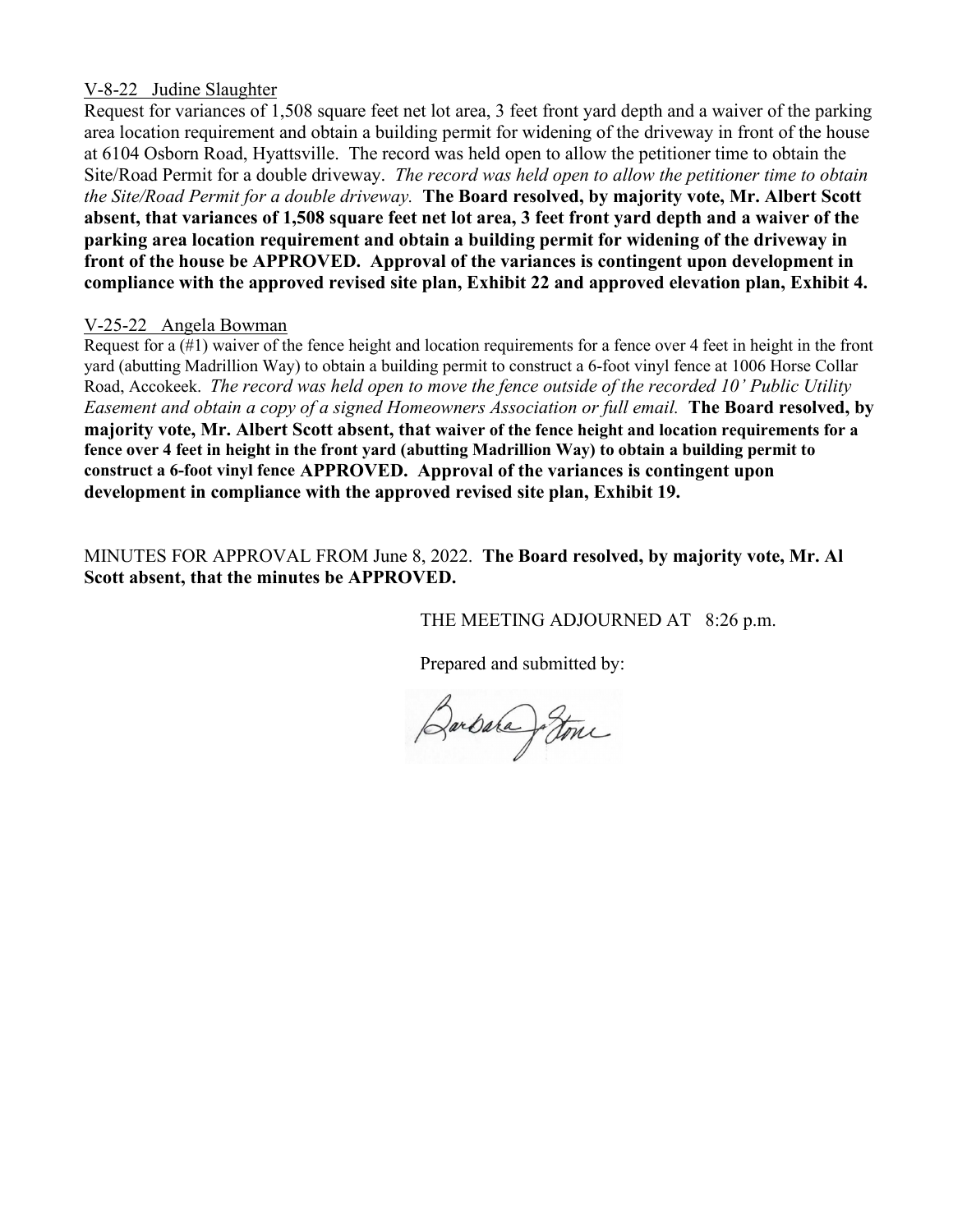V-8-22   Judine Slaughter

Request for variances of 1,508 square feet net lot area, 3 feet front yard depth and a waiver of the parking area location requirement and obtain a building permit for widening of the driveway in front of the house at 6104 Osborn Road, Hyattsville. The record was held open to allow the petitioner time to obtain the Site/Road Permit for a double driveway. *The record was held open to allow the petitioner time to obtain the Site/Road Permit for a double driveway.* **The Board resolved, by majority vote, Mr. Albert Scott absent, that variances of 1,508 square feet net lot area, 3 feet front yard depth and a waiver of the parking area location requirement and obtain a building permit for widening of the driveway in front of the house be APPROVED. Approval of the variances is contingent upon development in compliance with the approved revised site plan, Exhibit 22 and approved elevation plan, Exhibit 4.**

V-25-22   Angela Bowman

Request for a (#1) waiver of the fence height and location requirements for a fence over 4 feet in height in the front yard (abutting Madrillion Way) to obtain a building permit to construct a 6-foot vinyl fence at 1006 Horse Collar Road, Accokeek. *The record was held open to move the fence outside of the recorded 10' Public Utility Easement and obtain a copy of a signed Homeowners Association or full email.* **The Board resolved, by majority vote, Mr. Albert Scott absent, that waiver of the fence height and location requirements for a fence over 4 feet in height in the front yard (abutting Madrillion Way) to obtain a building permit to construct a 6-foot vinyl fence APPROVED. Approval of the variances is contingent upon development in compliance with the approved revised site plan, Exhibit 19.**

MINUTES FOR APPROVAL FROM June 8, 2022. **The Board resolved, by majority vote, Mr. Al Scott absent, that the minutes be APPROVED.**

THE MEETING ADJOURNED AT   8:26 p.m.

Prepared and submitted by:

Barbara J. Stone